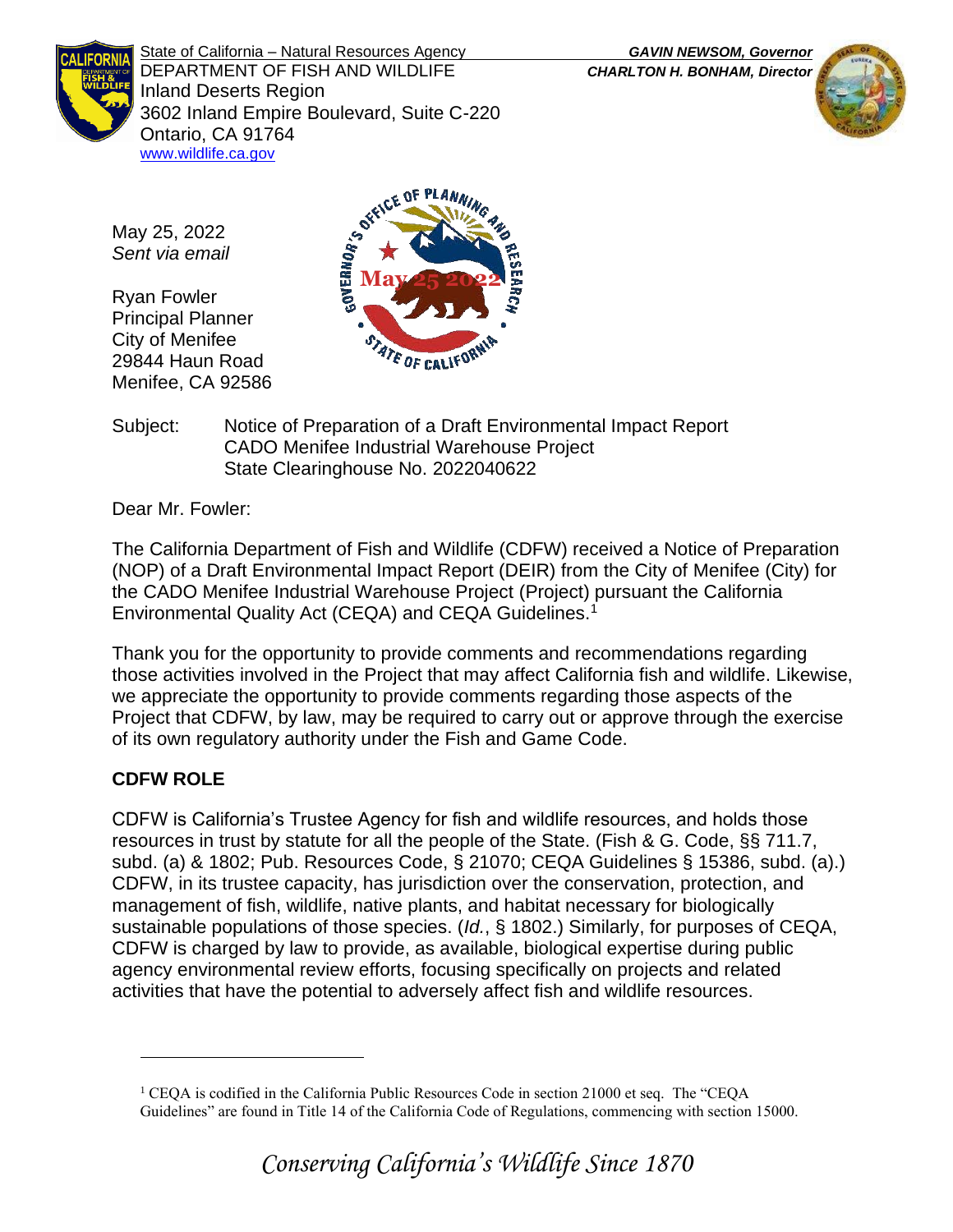State of California – Natural Resources Agency
DEPARTMENT OF FISH AND WILDLIFE
Inland Deserts Region
3602 Inland Empire Boulevard, Suite C-220
Ontario, CA 91764
www.wildlife.ca.gov

***GAVIN NEWSOM, Governor***
***CHARLTON H. BONHAM, Director***

May 25, 2022
*Sent via email*

Ryan Fowler
Principal Planner
City of Menifee
29844 Haun Road
Menifee, CA 92586

Subject: Notice of Preparation of a Draft Environmental Impact Report
CADO Menifee Industrial Warehouse Project
State Clearinghouse No. 2022040622

Dear Mr. Fowler:

The California Department of Fish and Wildlife (CDFW) received a Notice of Preparation (NOP) of a Draft Environmental Impact Report (DEIR) from the City of Menifee (City) for the CADO Menifee Industrial Warehouse Project (Project) pursuant the California Environmental Quality Act (CEQA) and CEQA Guidelines.[1]

Thank you for the opportunity to provide comments and recommendations regarding those activities involved in the Project that may affect California fish and wildlife. Likewise, we appreciate the opportunity to provide comments regarding those aspects of the Project that CDFW, by law, may be required to carry out or approve through the exercise of its own regulatory authority under the Fish and Game Code.

## CDFW ROLE

CDFW is California's Trustee Agency for fish and wildlife resources, and holds those resources in trust by statute for all the people of the State. (Fish & G. Code, §§ 711.7, subd. (a) & 1802; Pub. Resources Code, § 21070; CEQA Guidelines § 15386, subd. (a).) CDFW, in its trustee capacity, has jurisdiction over the conservation, protection, and management of fish, wildlife, native plants, and habitat necessary for biologically sustainable populations of those species. (*Id.*, § 1802.) Similarly, for purposes of CEQA, CDFW is charged by law to provide, as available, biological expertise during public agency environmental review efforts, focusing specifically on projects and related activities that have the potential to adversely affect fish and wildlife resources.

---

[1] CEQA is codified in the California Public Resources Code in section 21000 et seq. The "CEQA Guidelines" are found in Title 14 of the California Code of Regulations, commencing with section 15000.

*Conserving California's Wildlife Since 1870*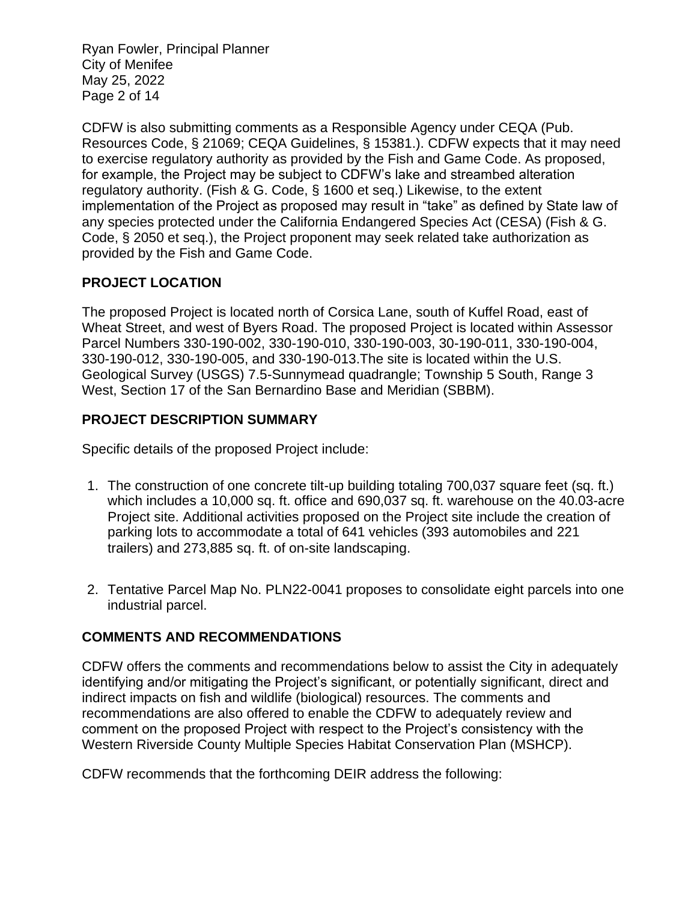CDFW is also submitting comments as a Responsible Agency under CEQA (Pub. Resources Code, § 21069; CEQA Guidelines, § 15381.). CDFW expects that it may need to exercise regulatory authority as provided by the Fish and Game Code. As proposed, for example, the Project may be subject to CDFW's lake and streambed alteration regulatory authority. (Fish & G. Code, § 1600 et seq.) Likewise, to the extent implementation of the Project as proposed may result in "take" as defined by State law of any species protected under the California Endangered Species Act (CESA) (Fish & G. Code, § 2050 et seq.), the Project proponent may seek related take authorization as provided by the Fish and Game Code.

## PROJECT LOCATION

The proposed Project is located north of Corsica Lane, south of Kuffel Road, east of Wheat Street, and west of Byers Road. The proposed Project is located within Assessor Parcel Numbers 330-190-002, 330-190-010, 330-190-003, 30-190-011, 330-190-004, 330-190-012, 330-190-005, and 330-190-013.The site is located within the U.S. Geological Survey (USGS) 7.5-Sunnymead quadrangle; Township 5 South, Range 3 West, Section 17 of the San Bernardino Base and Meridian (SBBM).

## PROJECT DESCRIPTION SUMMARY

Specific details of the proposed Project include:

1. The construction of one concrete tilt-up building totaling 700,037 square feet (sq. ft.) which includes a 10,000 sq. ft. office and 690,037 sq. ft. warehouse on the 40.03-acre Project site. Additional activities proposed on the Project site include the creation of parking lots to accommodate a total of 641 vehicles (393 automobiles and 221 trailers) and 273,885 sq. ft. of on-site landscaping.

2. Tentative Parcel Map No. PLN22-0041 proposes to consolidate eight parcels into one industrial parcel.

## COMMENTS AND RECOMMENDATIONS

CDFW offers the comments and recommendations below to assist the City in adequately identifying and/or mitigating the Project's significant, or potentially significant, direct and indirect impacts on fish and wildlife (biological) resources. The comments and recommendations are also offered to enable the CDFW to adequately review and comment on the proposed Project with respect to the Project's consistency with the Western Riverside County Multiple Species Habitat Conservation Plan (MSHCP).

CDFW recommends that the forthcoming DEIR address the following: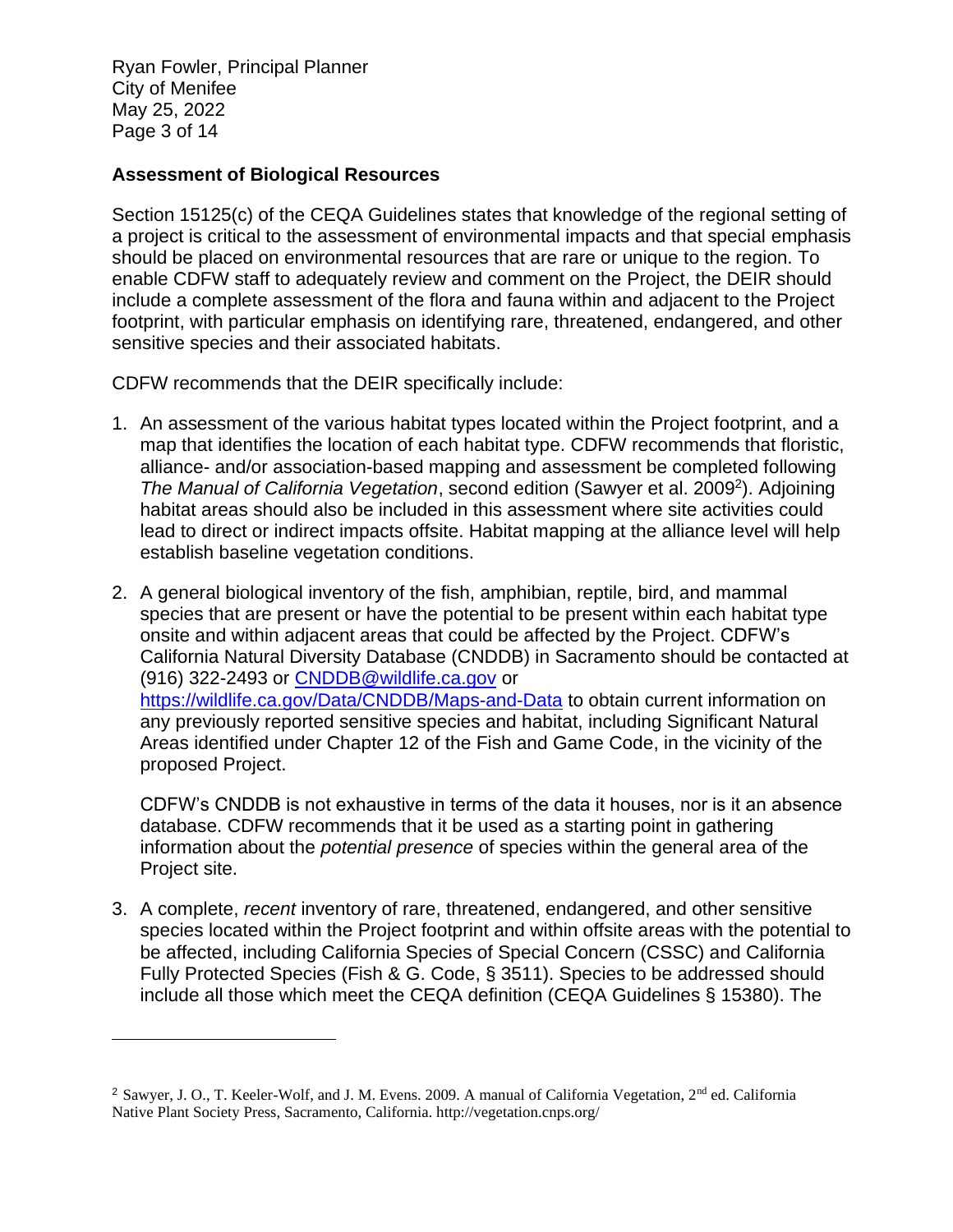## Assessment of Biological Resources

Section 15125(c) of the CEQA Guidelines states that knowledge of the regional setting of a project is critical to the assessment of environmental impacts and that special emphasis should be placed on environmental resources that are rare or unique to the region. To enable CDFW staff to adequately review and comment on the Project, the DEIR should include a complete assessment of the flora and fauna within and adjacent to the Project footprint, with particular emphasis on identifying rare, threatened, endangered, and other sensitive species and their associated habitats.

CDFW recommends that the DEIR specifically include:

1. An assessment of the various habitat types located within the Project footprint, and a map that identifies the location of each habitat type. CDFW recommends that floristic, alliance- and/or association-based mapping and assessment be completed following *The Manual of California Vegetation*, second edition (Sawyer et al. 2009[2]). Adjoining habitat areas should also be included in this assessment where site activities could lead to direct or indirect impacts offsite. Habitat mapping at the alliance level will help establish baseline vegetation conditions.

2. A general biological inventory of the fish, amphibian, reptile, bird, and mammal species that are present or have the potential to be present within each habitat type onsite and within adjacent areas that could be affected by the Project. CDFW's California Natural Diversity Database (CNDDB) in Sacramento should be contacted at (916) 322-2493 or CNDDB@wildlife.ca.gov or https://wildlife.ca.gov/Data/CNDDB/Maps-and-Data to obtain current information on any previously reported sensitive species and habitat, including Significant Natural Areas identified under Chapter 12 of the Fish and Game Code, in the vicinity of the proposed Project.

   CDFW's CNDDB is not exhaustive in terms of the data it houses, nor is it an absence database. CDFW recommends that it be used as a starting point in gathering information about the *potential presence* of species within the general area of the Project site.

3. A complete, *recent* inventory of rare, threatened, endangered, and other sensitive species located within the Project footprint and within offsite areas with the potential to be affected, including California Species of Special Concern (CSSC) and California Fully Protected Species (Fish & G. Code, § 3511). Species to be addressed should include all those which meet the CEQA definition (CEQA Guidelines § 15380). The

---

[2] Sawyer, J. O., T. Keeler-Wolf, and J. M. Evens. 2009. A manual of California Vegetation, 2nd ed. California Native Plant Society Press, Sacramento, California. http://vegetation.cnps.org/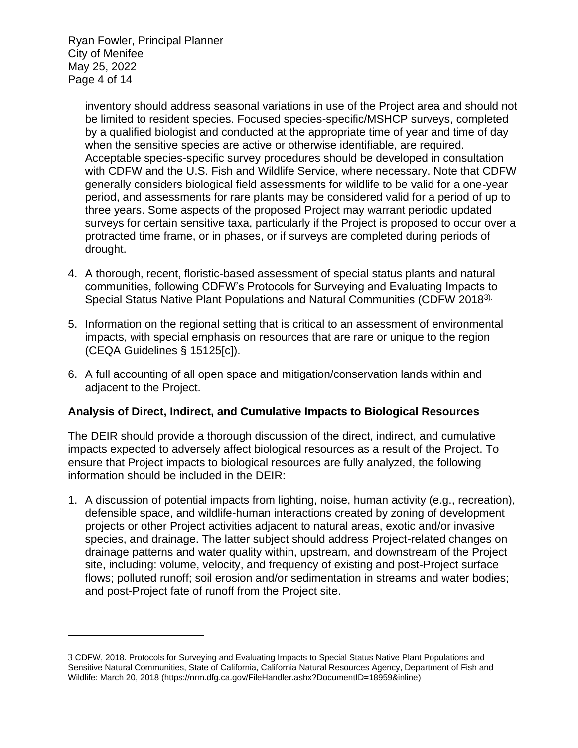inventory should address seasonal variations in use of the Project area and should not be limited to resident species. Focused species-specific/MSHCP surveys, completed by a qualified biologist and conducted at the appropriate time of year and time of day when the sensitive species are active or otherwise identifiable, are required. Acceptable species-specific survey procedures should be developed in consultation with CDFW and the U.S. Fish and Wildlife Service, where necessary. Note that CDFW generally considers biological field assessments for wildlife to be valid for a one-year period, and assessments for rare plants may be considered valid for a period of up to three years. Some aspects of the proposed Project may warrant periodic updated surveys for certain sensitive taxa, particularly if the Project is proposed to occur over a protracted time frame, or in phases, or if surveys are completed during periods of drought.

4. A thorough, recent, floristic-based assessment of special status plants and natural communities, following CDFW's Protocols for Surveying and Evaluating Impacts to Special Status Native Plant Populations and Natural Communities (CDFW 2018[3]).

5. Information on the regional setting that is critical to an assessment of environmental impacts, with special emphasis on resources that are rare or unique to the region (CEQA Guidelines § 15125[c]).

6. A full accounting of all open space and mitigation/conservation lands within and adjacent to the Project.

## Analysis of Direct, Indirect, and Cumulative Impacts to Biological Resources

The DEIR should provide a thorough discussion of the direct, indirect, and cumulative impacts expected to adversely affect biological resources as a result of the Project. To ensure that Project impacts to biological resources are fully analyzed, the following information should be included in the DEIR:

1. A discussion of potential impacts from lighting, noise, human activity (e.g., recreation), defensible space, and wildlife-human interactions created by zoning of development projects or other Project activities adjacent to natural areas, exotic and/or invasive species, and drainage. The latter subject should address Project-related changes on drainage patterns and water quality within, upstream, and downstream of the Project site, including: volume, velocity, and frequency of existing and post-Project surface flows; polluted runoff; soil erosion and/or sedimentation in streams and water bodies; and post-Project fate of runoff from the Project site.

---

3 CDFW, 2018. Protocols for Surveying and Evaluating Impacts to Special Status Native Plant Populations and Sensitive Natural Communities, State of California, California Natural Resources Agency, Department of Fish and Wildlife: March 20, 2018 (https://nrm.dfg.ca.gov/FileHandler.ashx?DocumentID=18959&inline)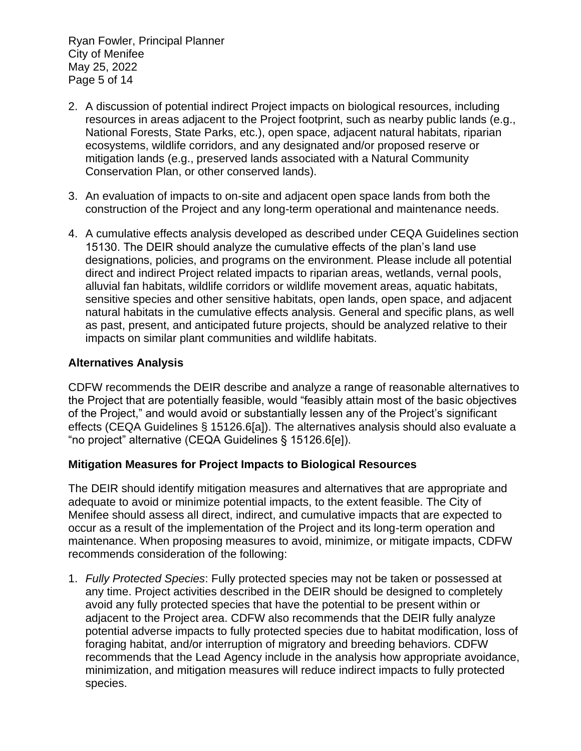2. A discussion of potential indirect Project impacts on biological resources, including resources in areas adjacent to the Project footprint, such as nearby public lands (e.g., National Forests, State Parks, etc.), open space, adjacent natural habitats, riparian ecosystems, wildlife corridors, and any designated and/or proposed reserve or mitigation lands (e.g., preserved lands associated with a Natural Community Conservation Plan, or other conserved lands).

3. An evaluation of impacts to on-site and adjacent open space lands from both the construction of the Project and any long-term operational and maintenance needs.

4. A cumulative effects analysis developed as described under CEQA Guidelines section 15130. The DEIR should analyze the cumulative effects of the plan's land use designations, policies, and programs on the environment. Please include all potential direct and indirect Project related impacts to riparian areas, wetlands, vernal pools, alluvial fan habitats, wildlife corridors or wildlife movement areas, aquatic habitats, sensitive species and other sensitive habitats, open lands, open space, and adjacent natural habitats in the cumulative effects analysis. General and specific plans, as well as past, present, and anticipated future projects, should be analyzed relative to their impacts on similar plant communities and wildlife habitats.

**Alternatives Analysis**

CDFW recommends the DEIR describe and analyze a range of reasonable alternatives to the Project that are potentially feasible, would "feasibly attain most of the basic objectives of the Project," and would avoid or substantially lessen any of the Project's significant effects (CEQA Guidelines § 15126.6[a]). The alternatives analysis should also evaluate a "no project" alternative (CEQA Guidelines § 15126.6[e]).

**Mitigation Measures for Project Impacts to Biological Resources**

The DEIR should identify mitigation measures and alternatives that are appropriate and adequate to avoid or minimize potential impacts, to the extent feasible. The City of Menifee should assess all direct, indirect, and cumulative impacts that are expected to occur as a result of the implementation of the Project and its long-term operation and maintenance. When proposing measures to avoid, minimize, or mitigate impacts, CDFW recommends consideration of the following:

1. *Fully Protected Species*: Fully protected species may not be taken or possessed at any time. Project activities described in the DEIR should be designed to completely avoid any fully protected species that have the potential to be present within or adjacent to the Project area. CDFW also recommends that the DEIR fully analyze potential adverse impacts to fully protected species due to habitat modification, loss of foraging habitat, and/or interruption of migratory and breeding behaviors. CDFW recommends that the Lead Agency include in the analysis how appropriate avoidance, minimization, and mitigation measures will reduce indirect impacts to fully protected species.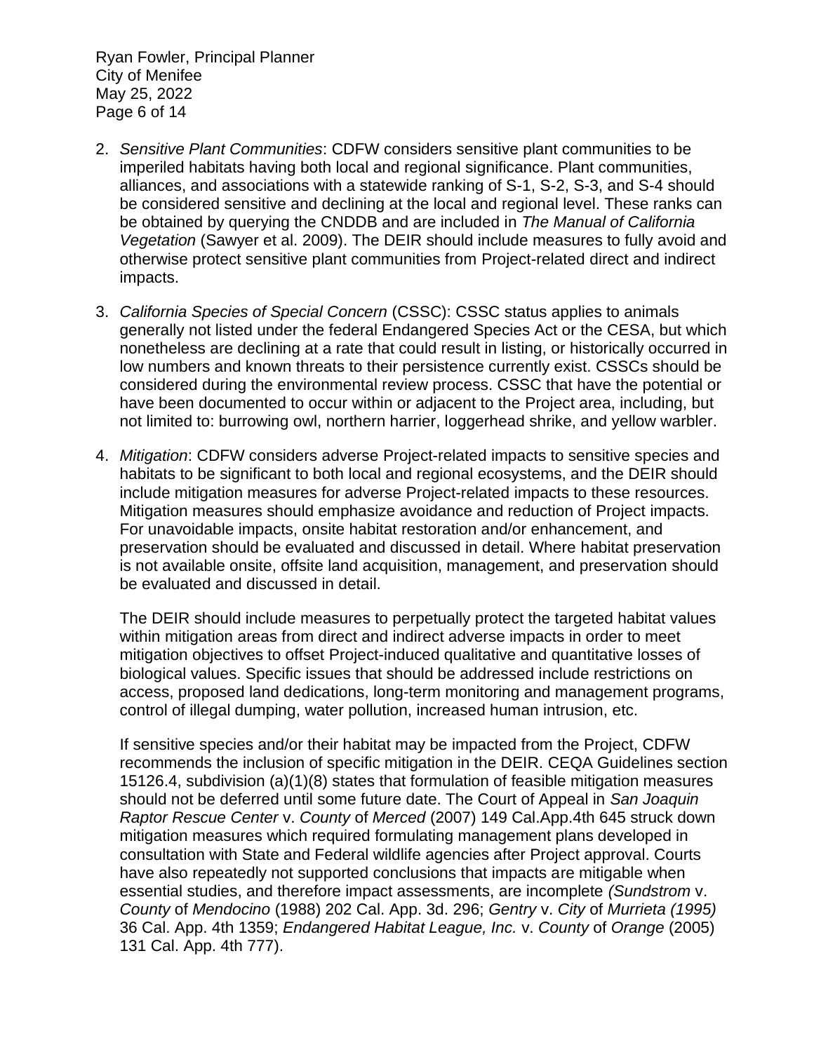2. *Sensitive Plant Communities*: CDFW considers sensitive plant communities to be imperiled habitats having both local and regional significance. Plant communities, alliances, and associations with a statewide ranking of S-1, S-2, S-3, and S-4 should be considered sensitive and declining at the local and regional level. These ranks can be obtained by querying the CNDDB and are included in *The Manual of California Vegetation* (Sawyer et al. 2009). The DEIR should include measures to fully avoid and otherwise protect sensitive plant communities from Project-related direct and indirect impacts.

3. *California Species of Special Concern* (CSSC): CSSC status applies to animals generally not listed under the federal Endangered Species Act or the CESA, but which nonetheless are declining at a rate that could result in listing, or historically occurred in low numbers and known threats to their persistence currently exist. CSSCs should be considered during the environmental review process. CSSC that have the potential or have been documented to occur within or adjacent to the Project area, including, but not limited to: burrowing owl, northern harrier, loggerhead shrike, and yellow warbler.

4. *Mitigation*: CDFW considers adverse Project-related impacts to sensitive species and habitats to be significant to both local and regional ecosystems, and the DEIR should include mitigation measures for adverse Project-related impacts to these resources. Mitigation measures should emphasize avoidance and reduction of Project impacts. For unavoidable impacts, onsite habitat restoration and/or enhancement, and preservation should be evaluated and discussed in detail. Where habitat preservation is not available onsite, offsite land acquisition, management, and preservation should be evaluated and discussed in detail.

   The DEIR should include measures to perpetually protect the targeted habitat values within mitigation areas from direct and indirect adverse impacts in order to meet mitigation objectives to offset Project-induced qualitative and quantitative losses of biological values. Specific issues that should be addressed include restrictions on access, proposed land dedications, long-term monitoring and management programs, control of illegal dumping, water pollution, increased human intrusion, etc.

   If sensitive species and/or their habitat may be impacted from the Project, CDFW recommends the inclusion of specific mitigation in the DEIR. CEQA Guidelines section 15126.4, subdivision (a)(1)(8) states that formulation of feasible mitigation measures should not be deferred until some future date. The Court of Appeal in *San Joaquin Raptor Rescue Center* v. *County* of *Merced* (2007) 149 Cal.App.4th 645 struck down mitigation measures which required formulating management plans developed in consultation with State and Federal wildlife agencies after Project approval. Courts have also repeatedly not supported conclusions that impacts are mitigable when essential studies, and therefore impact assessments, are incomplete *(Sundstrom* v. *County* of *Mendocino* (1988) 202 Cal. App. 3d. 296; *Gentry* v. *City* of *Murrieta (1995)* 36 Cal. App. 4th 1359; *Endangered Habitat League, Inc.* v. *County* of *Orange* (2005) 131 Cal. App. 4th 777).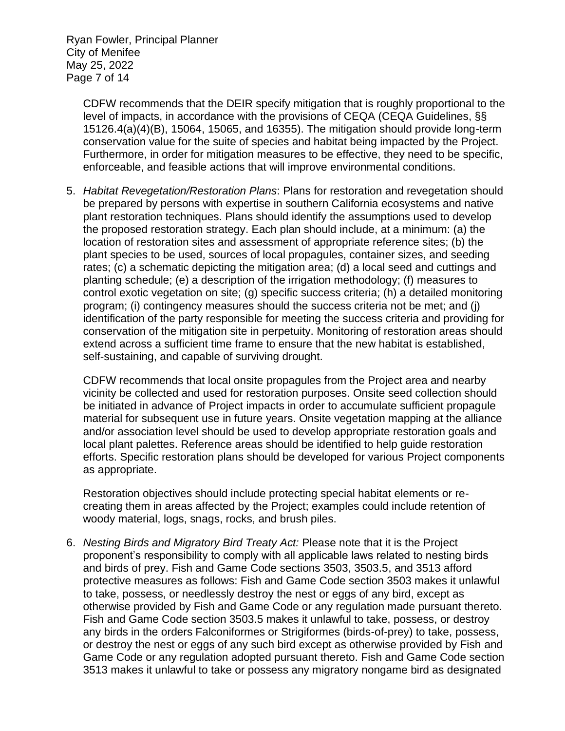CDFW recommends that the DEIR specify mitigation that is roughly proportional to the level of impacts, in accordance with the provisions of CEQA (CEQA Guidelines, §§ 15126.4(a)(4)(B), 15064, 15065, and 16355). The mitigation should provide long-term conservation value for the suite of species and habitat being impacted by the Project. Furthermore, in order for mitigation measures to be effective, they need to be specific, enforceable, and feasible actions that will improve environmental conditions.

5. *Habitat Revegetation/Restoration Plans*: Plans for restoration and revegetation should be prepared by persons with expertise in southern California ecosystems and native plant restoration techniques. Plans should identify the assumptions used to develop the proposed restoration strategy. Each plan should include, at a minimum: (a) the location of restoration sites and assessment of appropriate reference sites; (b) the plant species to be used, sources of local propagules, container sizes, and seeding rates; (c) a schematic depicting the mitigation area; (d) a local seed and cuttings and planting schedule; (e) a description of the irrigation methodology; (f) measures to control exotic vegetation on site; (g) specific success criteria; (h) a detailed monitoring program; (i) contingency measures should the success criteria not be met; and (j) identification of the party responsible for meeting the success criteria and providing for conservation of the mitigation site in perpetuity. Monitoring of restoration areas should extend across a sufficient time frame to ensure that the new habitat is established, self-sustaining, and capable of surviving drought.

   CDFW recommends that local onsite propagules from the Project area and nearby vicinity be collected and used for restoration purposes. Onsite seed collection should be initiated in advance of Project impacts in order to accumulate sufficient propagule material for subsequent use in future years. Onsite vegetation mapping at the alliance and/or association level should be used to develop appropriate restoration goals and local plant palettes. Reference areas should be identified to help guide restoration efforts. Specific restoration plans should be developed for various Project components as appropriate.

   Restoration objectives should include protecting special habitat elements or re-creating them in areas affected by the Project; examples could include retention of woody material, logs, snags, rocks, and brush piles.

6. *Nesting Birds and Migratory Bird Treaty Act:* Please note that it is the Project proponent's responsibility to comply with all applicable laws related to nesting birds and birds of prey. Fish and Game Code sections 3503, 3503.5, and 3513 afford protective measures as follows: Fish and Game Code section 3503 makes it unlawful to take, possess, or needlessly destroy the nest or eggs of any bird, except as otherwise provided by Fish and Game Code or any regulation made pursuant thereto. Fish and Game Code section 3503.5 makes it unlawful to take, possess, or destroy any birds in the orders Falconiformes or Strigiformes (birds-of-prey) to take, possess, or destroy the nest or eggs of any such bird except as otherwise provided by Fish and Game Code or any regulation adopted pursuant thereto. Fish and Game Code section 3513 makes it unlawful to take or possess any migratory nongame bird as designated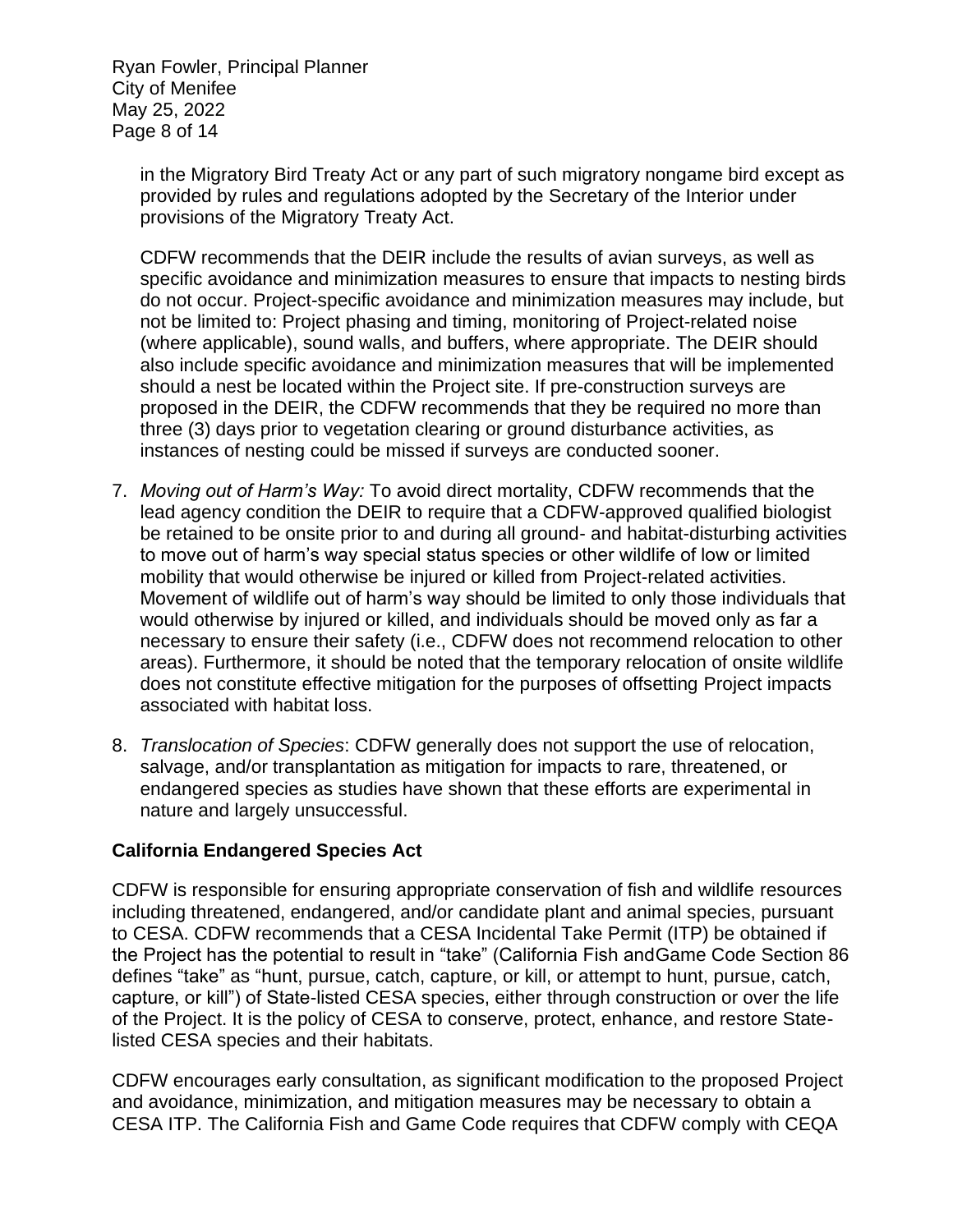in the Migratory Bird Treaty Act or any part of such migratory nongame bird except as provided by rules and regulations adopted by the Secretary of the Interior under provisions of the Migratory Treaty Act.

CDFW recommends that the DEIR include the results of avian surveys, as well as specific avoidance and minimization measures to ensure that impacts to nesting birds do not occur. Project-specific avoidance and minimization measures may include, but not be limited to: Project phasing and timing, monitoring of Project-related noise (where applicable), sound walls, and buffers, where appropriate. The DEIR should also include specific avoidance and minimization measures that will be implemented should a nest be located within the Project site. If pre-construction surveys are proposed in the DEIR, the CDFW recommends that they be required no more than three (3) days prior to vegetation clearing or ground disturbance activities, as instances of nesting could be missed if surveys are conducted sooner.

7. *Moving out of Harm's Way:* To avoid direct mortality, CDFW recommends that the lead agency condition the DEIR to require that a CDFW-approved qualified biologist be retained to be onsite prior to and during all ground- and habitat-disturbing activities to move out of harm's way special status species or other wildlife of low or limited mobility that would otherwise be injured or killed from Project-related activities. Movement of wildlife out of harm's way should be limited to only those individuals that would otherwise by injured or killed, and individuals should be moved only as far a necessary to ensure their safety (i.e., CDFW does not recommend relocation to other areas). Furthermore, it should be noted that the temporary relocation of onsite wildlife does not constitute effective mitigation for the purposes of offsetting Project impacts associated with habitat loss.

8. *Translocation of Species*: CDFW generally does not support the use of relocation, salvage, and/or transplantation as mitigation for impacts to rare, threatened, or endangered species as studies have shown that these efforts are experimental in nature and largely unsuccessful.

**California Endangered Species Act**

CDFW is responsible for ensuring appropriate conservation of fish and wildlife resources including threatened, endangered, and/or candidate plant and animal species, pursuant to CESA. CDFW recommends that a CESA Incidental Take Permit (ITP) be obtained if the Project has the potential to result in "take" (California Fish andGame Code Section 86 defines "take" as "hunt, pursue, catch, capture, or kill, or attempt to hunt, pursue, catch, capture, or kill") of State-listed CESA species, either through construction or over the life of the Project. It is the policy of CESA to conserve, protect, enhance, and restore State-listed CESA species and their habitats.

CDFW encourages early consultation, as significant modification to the proposed Project and avoidance, minimization, and mitigation measures may be necessary to obtain a CESA ITP. The California Fish and Game Code requires that CDFW comply with CEQA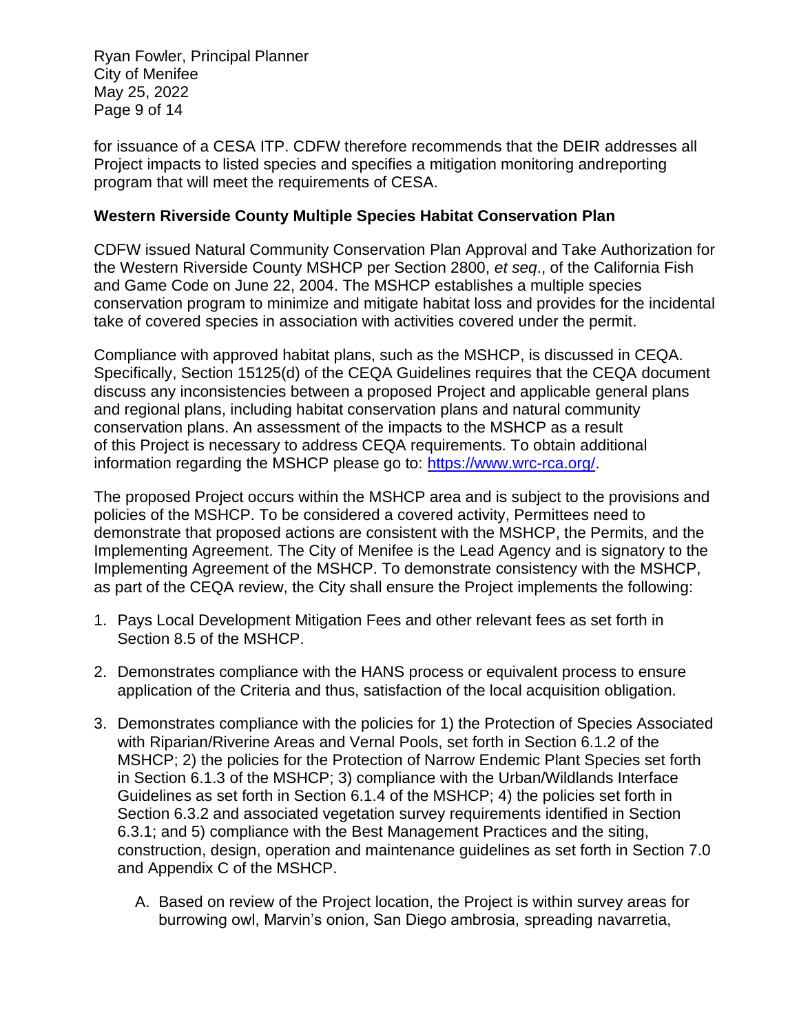for issuance of a CESA ITP. CDFW therefore recommends that the DEIR addresses all Project impacts to listed species and specifies a mitigation monitoring andreporting program that will meet the requirements of CESA.

**Western Riverside County Multiple Species Habitat Conservation Plan**

CDFW issued Natural Community Conservation Plan Approval and Take Authorization for the Western Riverside County MSHCP per Section 2800, *et seq*., of the California Fish and Game Code on June 22, 2004. The MSHCP establishes a multiple species conservation program to minimize and mitigate habitat loss and provides for the incidental take of covered species in association with activities covered under the permit.

Compliance with approved habitat plans, such as the MSHCP, is discussed in CEQA. Specifically, Section 15125(d) of the CEQA Guidelines requires that the CEQA document discuss any inconsistencies between a proposed Project and applicable general plans and regional plans, including habitat conservation plans and natural community conservation plans. An assessment of the impacts to the MSHCP as a result of this Project is necessary to address CEQA requirements. To obtain additional information regarding the MSHCP please go to: https://www.wrc-rca.org/.

The proposed Project occurs within the MSHCP area and is subject to the provisions and policies of the MSHCP. To be considered a covered activity, Permittees need to demonstrate that proposed actions are consistent with the MSHCP, the Permits, and the Implementing Agreement. The City of Menifee is the Lead Agency and is signatory to the Implementing Agreement of the MSHCP. To demonstrate consistency with the MSHCP, as part of the CEQA review, the City shall ensure the Project implements the following:

1. Pays Local Development Mitigation Fees and other relevant fees as set forth in Section 8.5 of the MSHCP.

2. Demonstrates compliance with the HANS process or equivalent process to ensure application of the Criteria and thus, satisfaction of the local acquisition obligation.

3. Demonstrates compliance with the policies for 1) the Protection of Species Associated with Riparian/Riverine Areas and Vernal Pools, set forth in Section 6.1.2 of the MSHCP; 2) the policies for the Protection of Narrow Endemic Plant Species set forth in Section 6.1.3 of the MSHCP; 3) compliance with the Urban/Wildlands Interface Guidelines as set forth in Section 6.1.4 of the MSHCP; 4) the policies set forth in Section 6.3.2 and associated vegetation survey requirements identified in Section 6.3.1; and 5) compliance with the Best Management Practices and the siting, construction, design, operation and maintenance guidelines as set forth in Section 7.0 and Appendix C of the MSHCP.

   A. Based on review of the Project location, the Project is within survey areas for burrowing owl, Marvin's onion, San Diego ambrosia, spreading navarretia,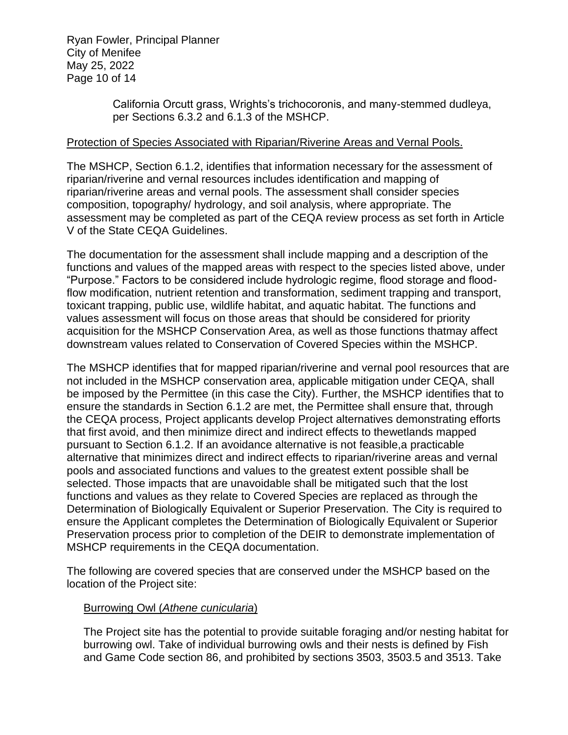California Orcutt grass, Wrights's trichocoronis, and many-stemmed dudleya, per Sections 6.3.2 and 6.1.3 of the MSHCP.

<u>Protection of Species Associated with Riparian/Riverine Areas and Vernal Pools.</u>

The MSHCP, Section 6.1.2, identifies that information necessary for the assessment of riparian/riverine and vernal resources includes identification and mapping of riparian/riverine areas and vernal pools. The assessment shall consider species composition, topography/ hydrology, and soil analysis, where appropriate. The assessment may be completed as part of the CEQA review process as set forth in Article V of the State CEQA Guidelines.

The documentation for the assessment shall include mapping and a description of the functions and values of the mapped areas with respect to the species listed above, under "Purpose." Factors to be considered include hydrologic regime, flood storage and flood-flow modification, nutrient retention and transformation, sediment trapping and transport, toxicant trapping, public use, wildlife habitat, and aquatic habitat. The functions and values assessment will focus on those areas that should be considered for priority acquisition for the MSHCP Conservation Area, as well as those functions thatmay affect downstream values related to Conservation of Covered Species within the MSHCP.

The MSHCP identifies that for mapped riparian/riverine and vernal pool resources that are not included in the MSHCP conservation area, applicable mitigation under CEQA, shall be imposed by the Permittee (in this case the City). Further, the MSHCP identifies that to ensure the standards in Section 6.1.2 are met, the Permittee shall ensure that, through the CEQA process, Project applicants develop Project alternatives demonstrating efforts that first avoid, and then minimize direct and indirect effects to thewetlands mapped pursuant to Section 6.1.2. If an avoidance alternative is not feasible,a practicable alternative that minimizes direct and indirect effects to riparian/riverine areas and vernal pools and associated functions and values to the greatest extent possible shall be selected. Those impacts that are unavoidable shall be mitigated such that the lost functions and values as they relate to Covered Species are replaced as through the Determination of Biologically Equivalent or Superior Preservation. The City is required to ensure the Applicant completes the Determination of Biologically Equivalent or Superior Preservation process prior to completion of the DEIR to demonstrate implementation of MSHCP requirements in the CEQA documentation.

The following are covered species that are conserved under the MSHCP based on the location of the Project site:

<u>Burrowing Owl (*Athene cunicularia*)</u>

The Project site has the potential to provide suitable foraging and/or nesting habitat for burrowing owl. Take of individual burrowing owls and their nests is defined by Fish and Game Code section 86, and prohibited by sections 3503, 3503.5 and 3513. Take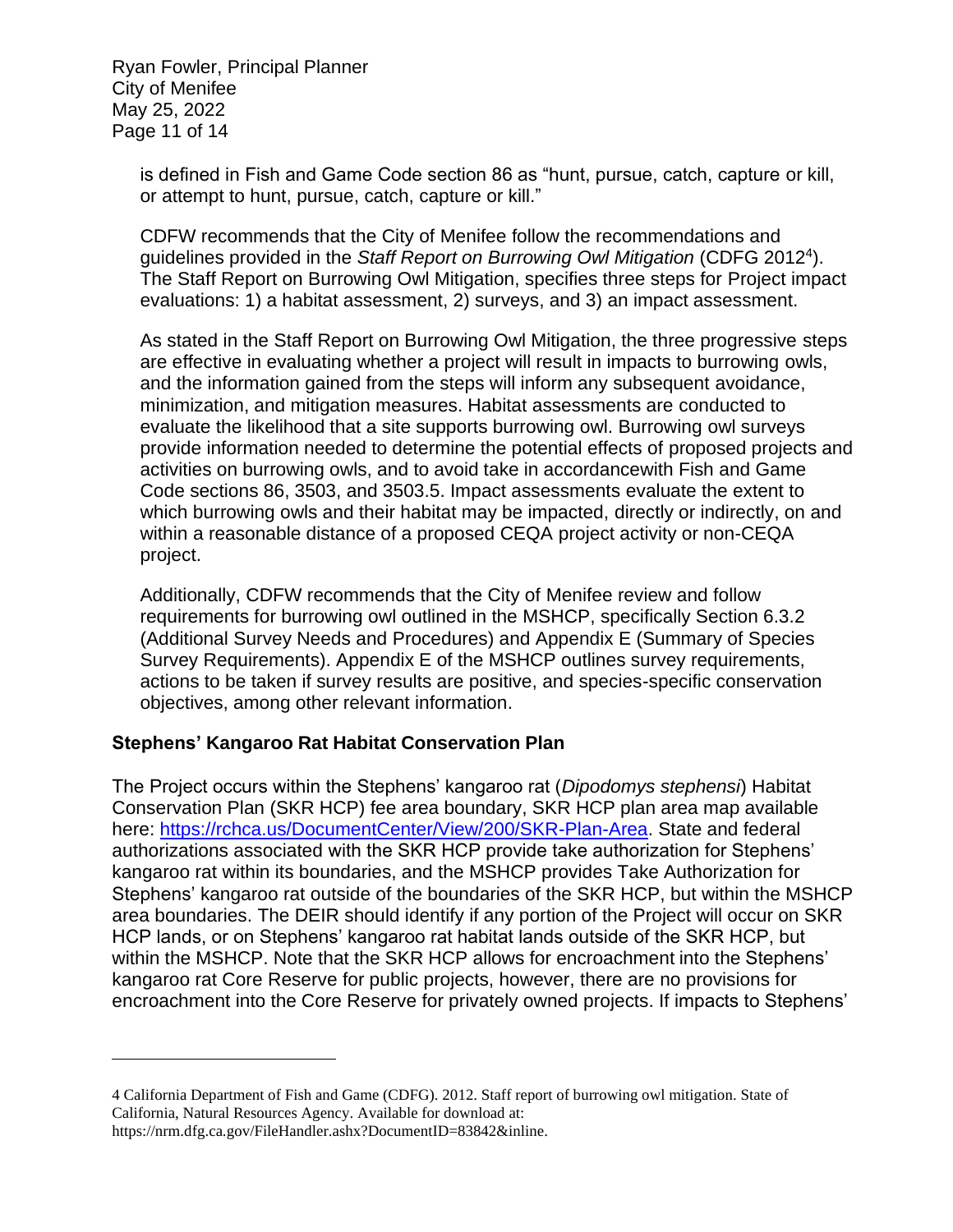is defined in Fish and Game Code section 86 as "hunt, pursue, catch, capture or kill, or attempt to hunt, pursue, catch, capture or kill."

CDFW recommends that the City of Menifee follow the recommendations and guidelines provided in the *Staff Report on Burrowing Owl Mitigation* (CDFG 2012[4]). The Staff Report on Burrowing Owl Mitigation, specifies three steps for Project impact evaluations: 1) a habitat assessment, 2) surveys, and 3) an impact assessment.

As stated in the Staff Report on Burrowing Owl Mitigation, the three progressive steps are effective in evaluating whether a project will result in impacts to burrowing owls, and the information gained from the steps will inform any subsequent avoidance, minimization, and mitigation measures. Habitat assessments are conducted to evaluate the likelihood that a site supports burrowing owl. Burrowing owl surveys provide information needed to determine the potential effects of proposed projects and activities on burrowing owls, and to avoid take in accordancewith Fish and Game Code sections 86, 3503, and 3503.5. Impact assessments evaluate the extent to which burrowing owls and their habitat may be impacted, directly or indirectly, on and within a reasonable distance of a proposed CEQA project activity or non-CEQA project.

Additionally, CDFW recommends that the City of Menifee review and follow requirements for burrowing owl outlined in the MSHCP, specifically Section 6.3.2 (Additional Survey Needs and Procedures) and Appendix E (Summary of Species Survey Requirements). Appendix E of the MSHCP outlines survey requirements, actions to be taken if survey results are positive, and species-specific conservation objectives, among other relevant information.

**Stephens' Kangaroo Rat Habitat Conservation Plan**

The Project occurs within the Stephens' kangaroo rat (*Dipodomys stephensi*) Habitat Conservation Plan (SKR HCP) fee area boundary, SKR HCP plan area map available here: [https://rchca.us/DocumentCenter/View/200/SKR-Plan-Area](https://rchca.us/DocumentCenter/View/200/SKR-Plan-Area). State and federal authorizations associated with the SKR HCP provide take authorization for Stephens' kangaroo rat within its boundaries, and the MSHCP provides Take Authorization for Stephens' kangaroo rat outside of the boundaries of the SKR HCP, but within the MSHCP area boundaries. The DEIR should identify if any portion of the Project will occur on SKR HCP lands, or on Stephens' kangaroo rat habitat lands outside of the SKR HCP, but within the MSHCP. Note that the SKR HCP allows for encroachment into the Stephens' kangaroo rat Core Reserve for public projects, however, there are no provisions for encroachment into the Core Reserve for privately owned projects. If impacts to Stephens'

---

4 California Department of Fish and Game (CDFG). 2012. Staff report of burrowing owl mitigation. State of California, Natural Resources Agency. Available for download at: https://nrm.dfg.ca.gov/FileHandler.ashx?DocumentID=83842&inline.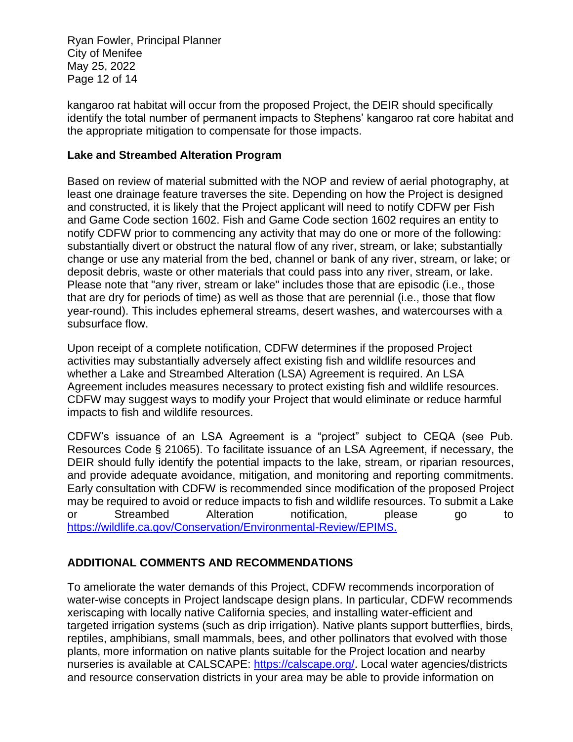kangaroo rat habitat will occur from the proposed Project, the DEIR should specifically identify the total number of permanent impacts to Stephens' kangaroo rat core habitat and the appropriate mitigation to compensate for those impacts.

**Lake and Streambed Alteration Program**

Based on review of material submitted with the NOP and review of aerial photography, at least one drainage feature traverses the site. Depending on how the Project is designed and constructed, it is likely that the Project applicant will need to notify CDFW per Fish and Game Code section 1602. Fish and Game Code section 1602 requires an entity to notify CDFW prior to commencing any activity that may do one or more of the following: substantially divert or obstruct the natural flow of any river, stream, or lake; substantially change or use any material from the bed, channel or bank of any river, stream, or lake; or deposit debris, waste or other materials that could pass into any river, stream, or lake. Please note that "any river, stream or lake" includes those that are episodic (i.e., those that are dry for periods of time) as well as those that are perennial (i.e., those that flow year-round). This includes ephemeral streams, desert washes, and watercourses with a subsurface flow.

Upon receipt of a complete notification, CDFW determines if the proposed Project activities may substantially adversely affect existing fish and wildlife resources and whether a Lake and Streambed Alteration (LSA) Agreement is required. An LSA Agreement includes measures necessary to protect existing fish and wildlife resources. CDFW may suggest ways to modify your Project that would eliminate or reduce harmful impacts to fish and wildlife resources.

CDFW's issuance of an LSA Agreement is a "project" subject to CEQA (see Pub. Resources Code § 21065). To facilitate issuance of an LSA Agreement, if necessary, the DEIR should fully identify the potential impacts to the lake, stream, or riparian resources, and provide adequate avoidance, mitigation, and monitoring and reporting commitments. Early consultation with CDFW is recommended since modification of the proposed Project may be required to avoid or reduce impacts to fish and wildlife resources. To submit a Lake or Streambed Alteration notification, please go to https://wildlife.ca.gov/Conservation/Environmental-Review/EPIMS.

## ADDITIONAL COMMENTS AND RECOMMENDATIONS

To ameliorate the water demands of this Project, CDFW recommends incorporation of water-wise concepts in Project landscape design plans. In particular, CDFW recommends xeriscaping with locally native California species, and installing water-efficient and targeted irrigation systems (such as drip irrigation). Native plants support butterflies, birds, reptiles, amphibians, small mammals, bees, and other pollinators that evolved with those plants, more information on native plants suitable for the Project location and nearby nurseries is available at CALSCAPE: https://calscape.org/. Local water agencies/districts and resource conservation districts in your area may be able to provide information on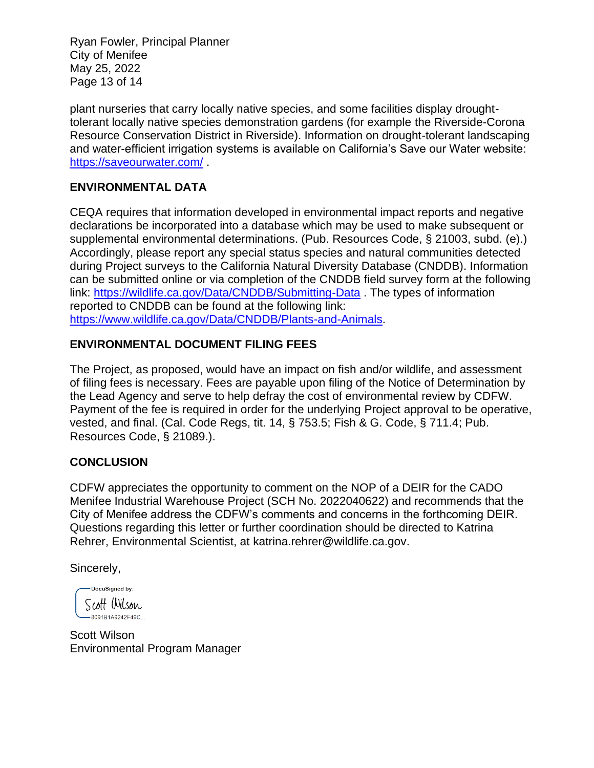plant nurseries that carry locally native species, and some facilities display drought-tolerant locally native species demonstration gardens (for example the Riverside-Corona Resource Conservation District in Riverside). Information on drought-tolerant landscaping and water-efficient irrigation systems is available on California's Save our Water website: https://saveourwater.com/ .

## ENVIRONMENTAL DATA

CEQA requires that information developed in environmental impact reports and negative declarations be incorporated into a database which may be used to make subsequent or supplemental environmental determinations. (Pub. Resources Code, § 21003, subd. (e).) Accordingly, please report any special status species and natural communities detected during Project surveys to the California Natural Diversity Database (CNDDB). Information can be submitted online or via completion of the CNDDB field survey form at the following link: https://wildlife.ca.gov/Data/CNDDB/Submitting-Data . The types of information reported to CNDDB can be found at the following link: https://www.wildlife.ca.gov/Data/CNDDB/Plants-and-Animals.

## ENVIRONMENTAL DOCUMENT FILING FEES

The Project, as proposed, would have an impact on fish and/or wildlife, and assessment of filing fees is necessary. Fees are payable upon filing of the Notice of Determination by the Lead Agency and serve to help defray the cost of environmental review by CDFW. Payment of the fee is required in order for the underlying Project approval to be operative, vested, and final. (Cal. Code Regs, tit. 14, § 753.5; Fish & G. Code, § 711.4; Pub. Resources Code, § 21089.).

## CONCLUSION

CDFW appreciates the opportunity to comment on the NOP of a DEIR for the CADO Menifee Industrial Warehouse Project (SCH No. 2022040622) and recommends that the City of Menifee address the CDFW's comments and concerns in the forthcoming DEIR. Questions regarding this letter or further coordination should be directed to Katrina Rehrer, Environmental Scientist, at katrina.rehrer@wildlife.ca.gov.

Sincerely,

DocuSigned by:
Scott Wilson
8091B1A9242F49C...

Scott Wilson
Environmental Program Manager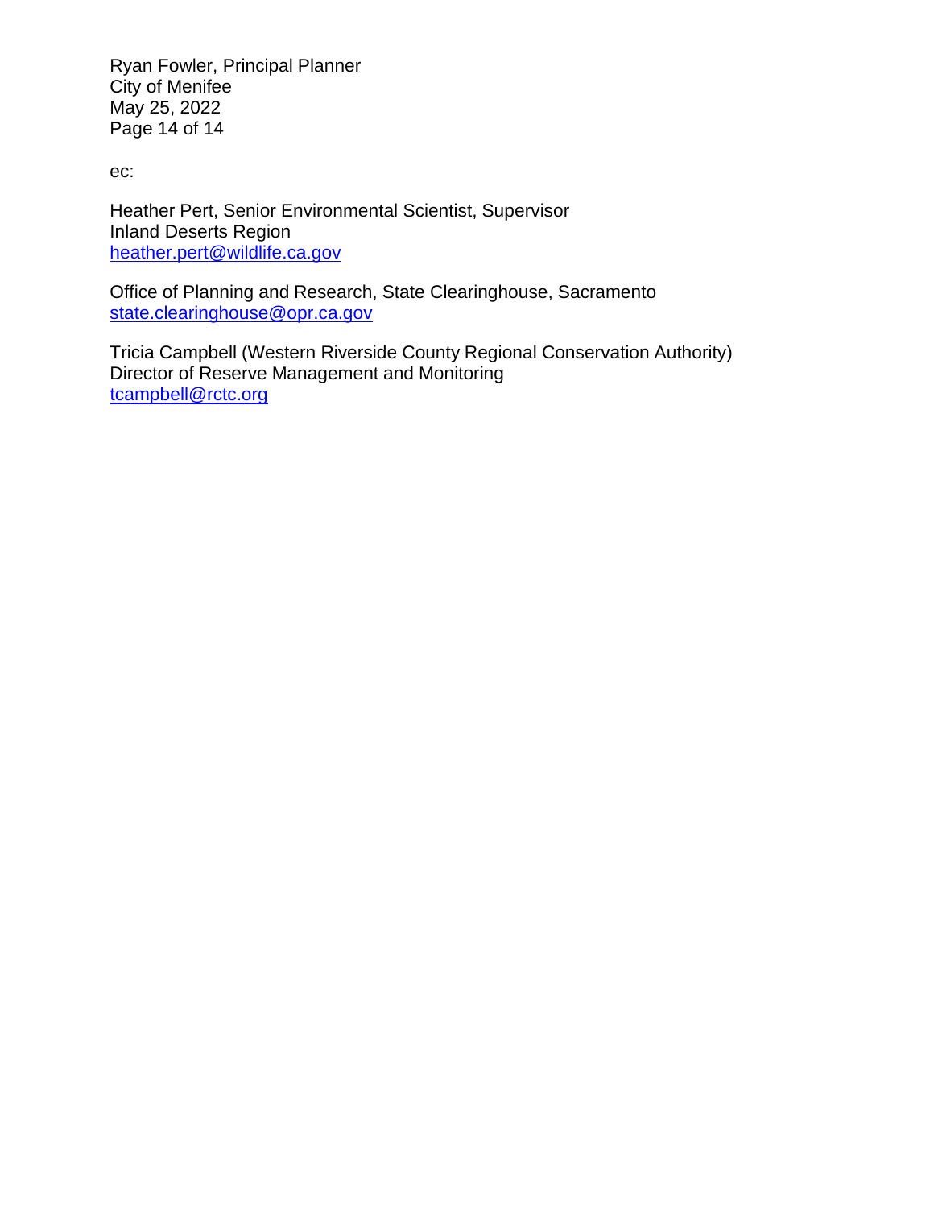ec:

Heather Pert, Senior Environmental Scientist, Supervisor
Inland Deserts Region
heather.pert@wildlife.ca.gov

Office of Planning and Research, State Clearinghouse, Sacramento
state.clearinghouse@opr.ca.gov

Tricia Campbell (Western Riverside County Regional Conservation Authority)
Director of Reserve Management and Monitoring
tcampbell@rctc.org